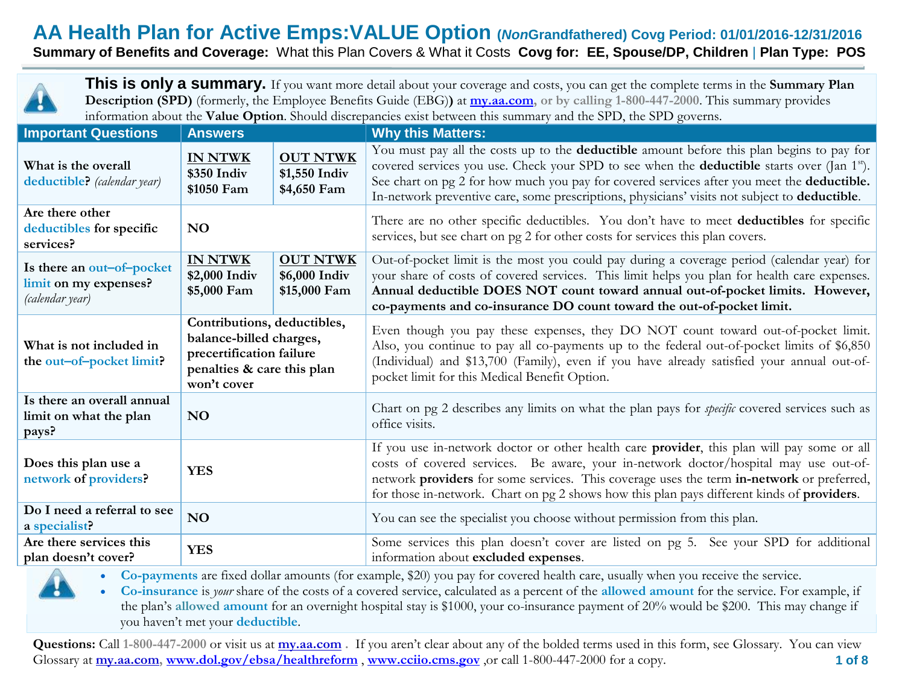# AA Health Plan for Active Emps:VALUE Option (*Non*Grandfathered) Covg Period: 01/01/2016-12/31/2016

**Summary of Benefits and Coverage:** What this Plan Covers & What it Costs **Covg for: EE, Spouse/DP, Children** | **Plan Type: POS**

**This is only a summary.** If you want more detail about your coverage and costs, you can get the complete terms in the **Summary Plan Description (SPD)** (formerly, the Employee Benefits Guide (EBG)**)** at **my.aa.com**, or by calling 1-800-447-2000. This summary provides information about the **Value Option**. Should discrepancies exist between this summary and the SPD, the SPD governs.

| Important Questions | Answers | | Why this Matters: |
|---|---|---|---|
| **What is the overall deductible?** *(calendar year)* | **IN NTWK**<br>**$350 Indiv**<br>**$1050 Fam** | **OUT NTWK**<br>**$1,550 Indiv**<br>**$4,650 Fam** | You must pay all the costs up to the **deductible** amount before this plan begins to pay for covered services you use. Check your SPD to see when the **deductible** starts over (Jan 1st). See chart on pg 2 for how much you pay for covered services after you meet the **deductible.** In-network preventive care, some prescriptions, physicians' visits not subject to **deductible**. |
| **Are there other deductibles for specific services?** | **NO** | | There are no other specific deductibles. You don't have to meet **deductibles** for specific services, but see chart on pg 2 for other costs for services this plan covers. |
| **Is there an out–of–pocket limit on my expenses?** *(calendar year)* | **IN NTWK**<br>**$2,000 Indiv**<br>**$5,000 Fam** | **OUT NTWK**<br>**$6,000 Indiv**<br>**$15,000 Fam** | Out-of-pocket limit is the most you could pay during a coverage period (calendar year) for your share of costs of covered services. This limit helps you plan for health care expenses. **Annual deductible DOES NOT count toward annual out-of-pocket limits. However, co-payments and co-insurance DO count toward the out-of-pocket limit.** |
| **What is not included in the out–of–pocket limit?** | **Contributions, deductibles, balance-billed charges, precertification failure penalties & care this plan won't cover** | | Even though you pay these expenses, they DO NOT count toward out-of-pocket limit. Also, you continue to pay all co-payments up to the federal out-of-pocket limits of $6,850 (Individual) and $13,700 (Family), even if you have already satisfied your annual out-of-pocket limit for this Medical Benefit Option. |
| **Is there an overall annual limit on what the plan pays?** | **NO** | | Chart on pg 2 describes any limits on what the plan pays for *specific* covered services such as office visits. |
| **Does this plan use a network of providers?** | **YES** | | If you use in-network doctor or other health care **provider**, this plan will pay some or all costs of covered services. Be aware, your in-network doctor/hospital may use out-of-network **providers** for some services. This coverage uses the term **in-network** or preferred, for those in-network. Chart on pg 2 shows how this plan pays different kinds of **providers**. |
| **Do I need a referral to see a specialist?** | **NO** | | You can see the specialist you choose without permission from this plan. |
| **Are there services this plan doesn't cover?** | **YES** | | Some services this plan doesn't cover are listed on pg 5. See your SPD for additional information about **excluded expenses**. |

- **Co-payments** are fixed dollar amounts (for example, $20) you pay for covered health care, usually when you receive the service.
- **Co-insurance** is *your* share of the costs of a covered service, calculated as a percent of the **allowed amount** for the service. For example, if the plan's **allowed amount** for an overnight hospital stay is $1000, your co-insurance payment of 20% would be $200. This may change if you haven't met your **deductible**.

**Questions:** Call 1-800-447-2000 or visit us at **my.aa.com** . If you aren't clear about any of the bolded terms used in this form, see Glossary. You can view Glossary at **my.aa.com**, **www.dol.gov/ebsa/healthreform** , **www.cciio.cms.gov** ,or call 1-800-447-2000 for a copy.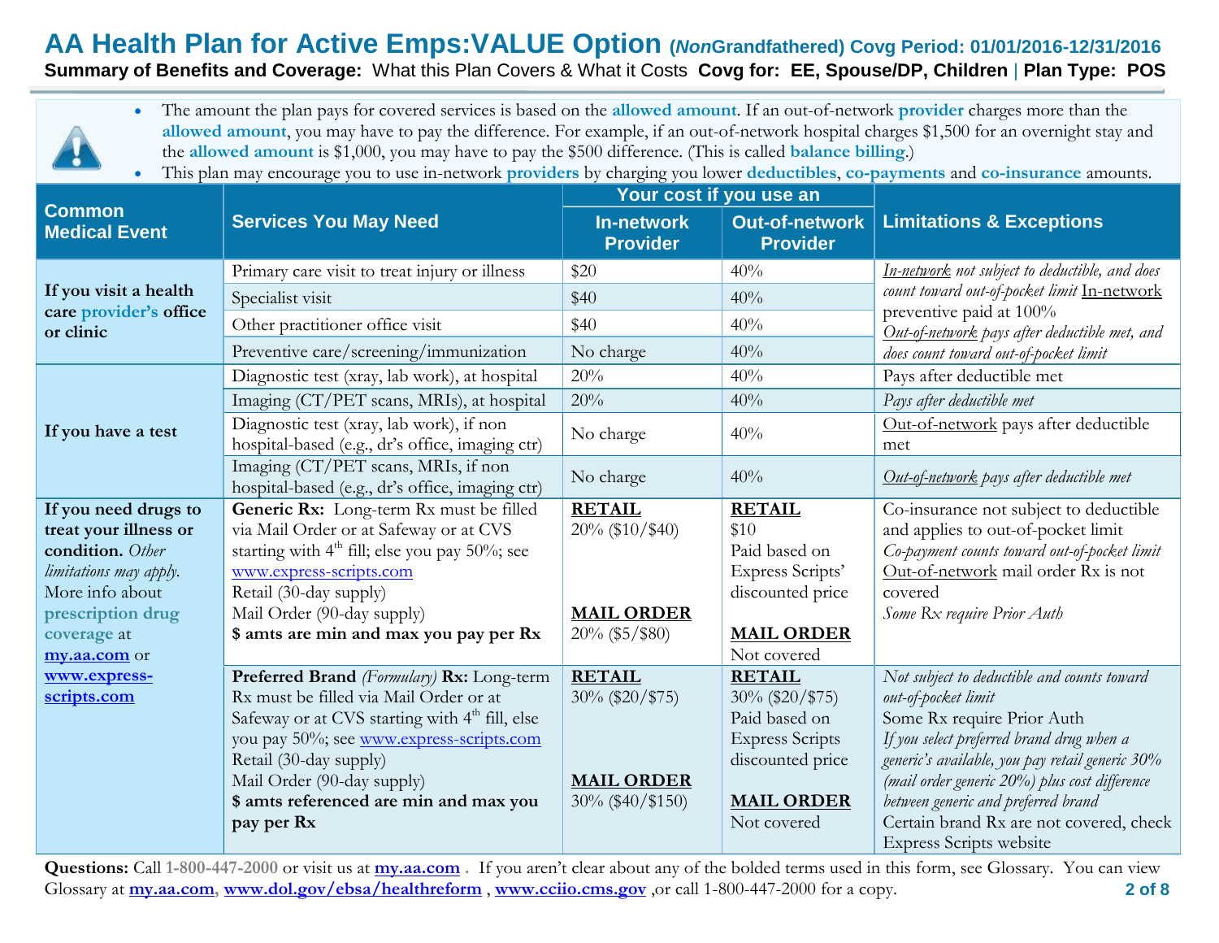# AA Health Plan for Active Emps:VALUE Option (*Non*Grandfathered) Covg Period: 01/01/2016-12/31/2016

**Summary of Benefits and Coverage:** What this Plan Covers & What it Costs **Covg for: EE, Spouse/DP, Children** | **Plan Type: POS**

- The amount the plan pays for covered services is based on the **allowed amount**. If an out-of-network **provider** charges more than the **allowed amount**, you may have to pay the difference. For example, if an out-of-network hospital charges $1,500 for an overnight stay and the **allowed amount** is $1,000, you may have to pay the $500 difference. (This is called **balance billing**.)
- This plan may encourage you to use in-network **providers** by charging you lower **deductibles**, **co-payments** and **co-insurance** amounts.

| Common Medical Event | Services You May Need | Your cost if you use an In-network Provider | Your cost if you use an Out-of-network Provider | Limitations & Exceptions |
|---|---|---|---|---|
| **If you visit a health care provider's office or clinic** | Primary care visit to treat injury or illness | $20 | 40% | *In-network not subject to deductible, and does count toward out-of-pocket limit* In-network preventive paid at 100% *Out-of-network pays after deductible met, and does count toward out-of-pocket limit* |
| | Specialist visit | $40 | 40% | |
| | Other practitioner office visit | $40 | 40% | |
| | Preventive care/screening/immunization | No charge | 40% | |
| **If you have a test** | Diagnostic test (xray, lab work), at hospital | 20% | 40% | Pays after deductible met |
| | Imaging (CT/PET scans, MRIs), at hospital | 20% | 40% | *Pays after deductible met* |
| | Diagnostic test (xray, lab work), if non hospital-based (e.g., dr's office, imaging ctr) | No charge | 40% | Out-of-network pays after deductible met |
| | Imaging (CT/PET scans, MRIs, if non hospital-based (e.g., dr's office, imaging ctr) | No charge | 40% | *Out-of-network pays after deductible met* |
| **If you need drugs to treat your illness or condition.** *Other limitations may apply.* More info about **prescription drug coverage** at **my.aa.com** or **www.express-scripts.com** | **Generic Rx:** Long-term Rx must be filled via Mail Order or at Safeway or at CVS starting with 4th fill; else you pay 50%; see www.express-scripts.com Retail (30-day supply) Mail Order (90-day supply) **$ amts are min and max you pay per Rx** | **RETAIL** 20% ($10/$40) **MAIL ORDER** 20% ($5/$80) | **RETAIL** $10 Paid based on Express Scripts' discounted price **MAIL ORDER** Not covered | Co-insurance not subject to deductible and applies to out-of-pocket limit *Co-payment counts toward out-of-pocket limit* Out-of-network mail order Rx is not covered *Some Rx require Prior Auth* |
| | **Preferred Brand** *(Formulary)* **Rx:** Long-term Rx must be filled via Mail Order or at Safeway or at CVS starting with 4th fill, else you pay 50%; see www.express-scripts.com Retail (30-day supply) Mail Order (90-day supply) **$ amts referenced are min and max you pay per Rx** | **RETAIL** 30% ($20/$75) **MAIL ORDER** 30% ($40/$150) | **RETAIL** 30% ($20/$75) Paid based on Express Scripts discounted price **MAIL ORDER** Not covered | *Not subject to deductible and counts toward out-of-pocket limit* Some Rx require Prior Auth *If you select preferred brand drug when a generic's available, you pay retail generic 30% (mail order generic 20%) plus cost difference between generic and preferred brand* Certain brand Rx are not covered, check Express Scripts website |

**Questions:** Call 1-800-447-2000 or visit us at **my.aa.com** . If you aren't clear about any of the bolded terms used in this form, see Glossary. You can view Glossary at **my.aa.com**, **www.dol.gov/ebsa/healthreform** , **www.cciio.cms.gov** ,or call 1-800-447-2000 for a copy.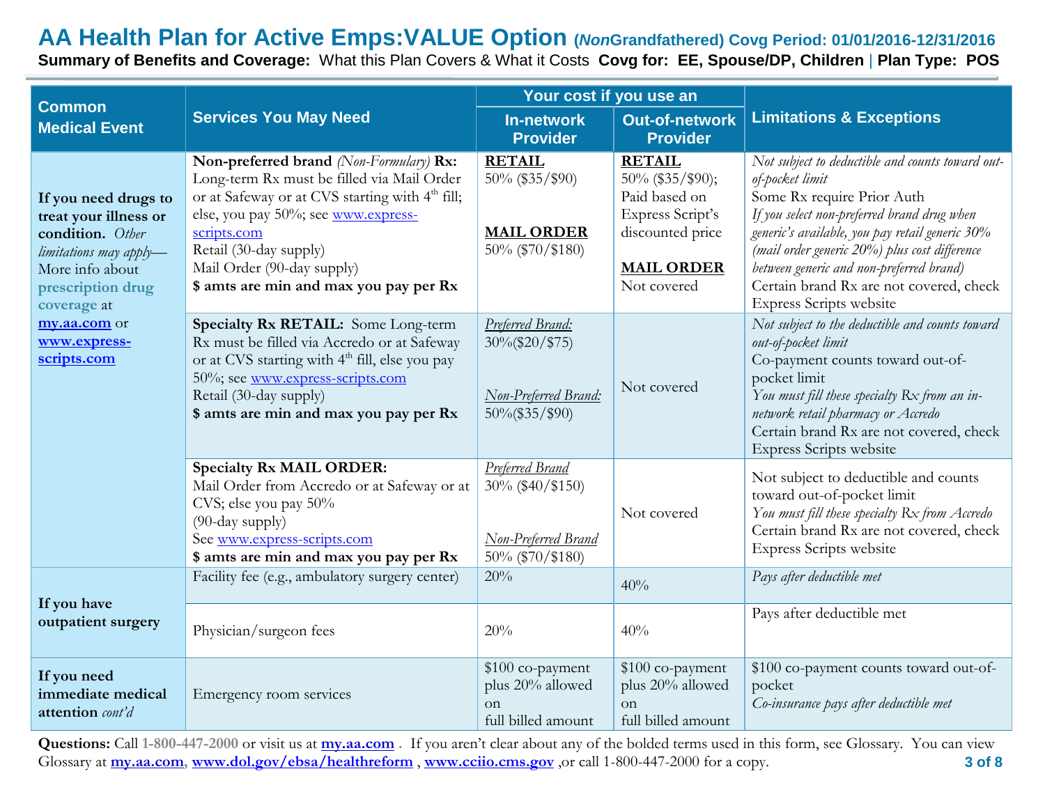# AA Health Plan for Active Emps:VALUE Option (*Non*Grandfathered) Covg Period: 01/01/2016-12/31/2016

**Summary of Benefits and Coverage:** What this Plan Covers & What it Costs **Covg for: EE, Spouse/DP, Children** | **Plan Type: POS**

| Common Medical Event | Services You May Need | Your cost if you use an In-network Provider | Your cost if you use an Out-of-network Provider | Limitations & Exceptions |
|---|---|---|---|---|
| **If you need drugs to treat your illness or condition.** *Other limitations may apply*— More info about **prescription drug coverage** at **my.aa.com** or **www.express-scripts.com** | **Non-preferred brand** *(Non-Formulary)* **Rx:** Long-term Rx must be filled via Mail Order or at Safeway or at CVS starting with 4th fill; else, you pay 50%; see www.express-scripts.com<br>Retail (30-day supply)<br>Mail Order (90-day supply)<br>**$ amts are min and max you pay per Rx** | **RETAIL**<br>50% ($35/$90)<br><br>**MAIL ORDER**<br>50% ($70/$180) | **RETAIL**<br>50% ($35/$90); Paid based on Express Script's discounted price<br><br>**MAIL ORDER**<br>Not covered | *Not subject to deductible and counts toward out-of-pocket limit*<br>Some Rx require Prior Auth<br>*If you select non-preferred brand drug when generic's available, you pay retail generic 30% (mail order generic 20%) plus cost difference between generic and non-preferred brand)*<br>Certain brand Rx are not covered, check Express Scripts website |
| | **Specialty Rx RETAIL:** Some Long-term Rx must be filled via Accredo or at Safeway or at CVS starting with 4th fill, else you pay 50%; see www.express-scripts.com<br>Retail (30-day supply)<br>**$ amts are min and max you pay per Rx** | *Preferred Brand:*<br>30%($20/$75)<br><br>*Non-Preferred Brand:*<br>50%($35/$90) | Not covered | *Not subject to the deductible and counts toward out-of-pocket limit*<br>Co-payment counts toward out-of-pocket limit<br>*You must fill these specialty Rx from an in-network retail pharmacy or Accredo*<br>Certain brand Rx are not covered, check Express Scripts website |
| | **Specialty Rx MAIL ORDER:** Mail Order from Accredo or at Safeway or at CVS; else you pay 50%<br>(90-day supply)<br>See www.express-scripts.com<br>**$ amts are min and max you pay per Rx** | *Preferred Brand*<br>30% ($40/$150)<br><br>*Non-Preferred Brand*<br>50% ($70/$180) | Not covered | Not subject to deductible and counts toward out-of-pocket limit<br>*You must fill these specialty Rx from Accredo*<br>Certain brand Rx are not covered, check Express Scripts website |
| **If you have outpatient surgery** | Facility fee (e.g., ambulatory surgery center) | 20% | 40% | *Pays after deductible met* |
| | Physician/surgeon fees | 20% | 40% | Pays after deductible met |
| **If you need immediate medical attention** *cont'd* | Emergency room services | $100 co-payment plus 20% allowed on full billed amount | $100 co-payment plus 20% allowed on full billed amount | $100 co-payment counts toward out-of-pocket<br>*Co-insurance pays after deductible met* |

**Questions:** Call **1-800-447-2000** or visit us at **my.aa.com** . If you aren't clear about any of the bolded terms used in this form, see Glossary. You can view Glossary at **my.aa.com**, **www.dol.gov/ebsa/healthreform** , **www.cciio.cms.gov** ,or call 1-800-447-2000 for a copy.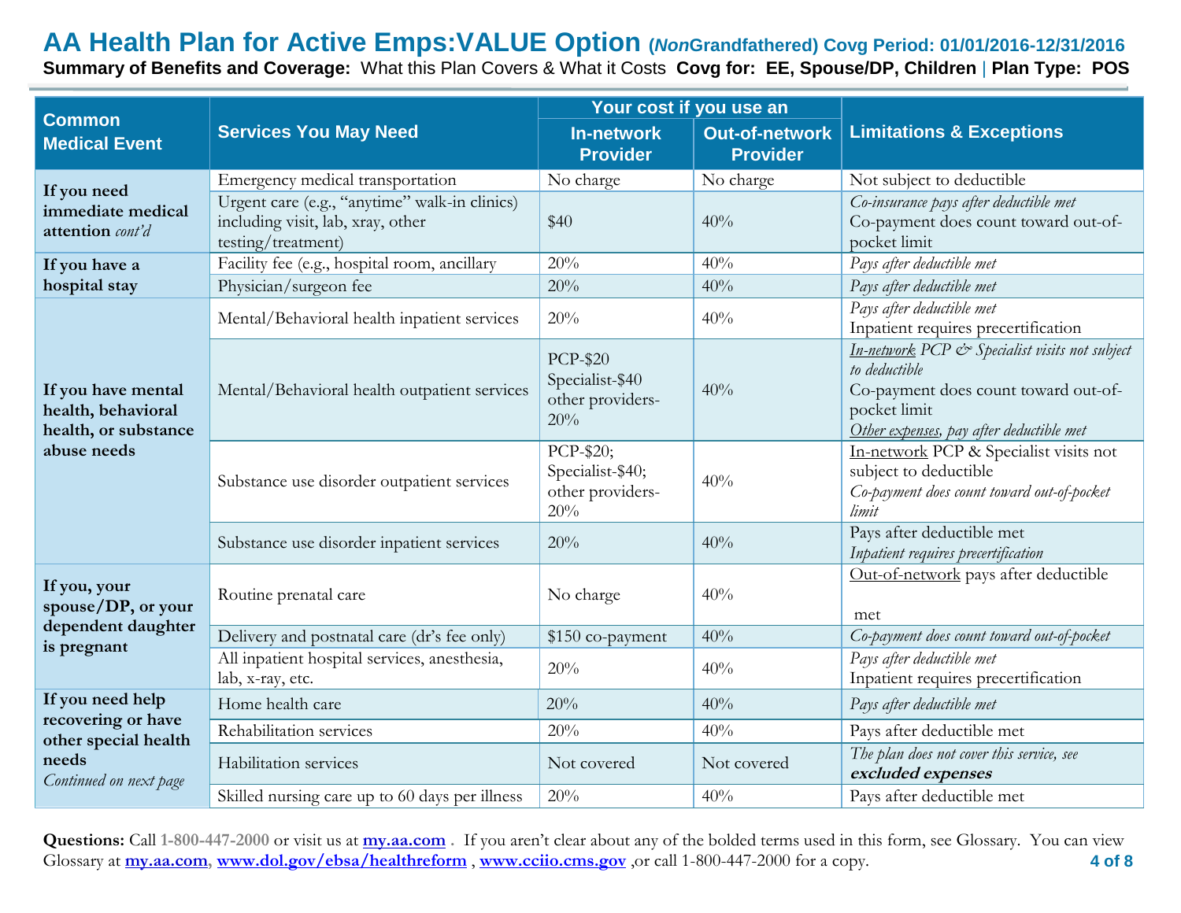# AA Health Plan for Active Emps:VALUE Option (*Non*Grandfathered) Covg Period: 01/01/2016-12/31/2016

**Summary of Benefits and Coverage:** What this Plan Covers & What it Costs **Covg for: EE, Spouse/DP, Children** | **Plan Type: POS**

| Common Medical Event | Services You May Need | Your cost if you use an In-network Provider | Out-of-network Provider | Limitations & Exceptions |
|---|---|---|---|---|
| **If you need immediate medical attention** *cont'd* | Emergency medical transportation | No charge | No charge | Not subject to deductible |
| | Urgent care (e.g., "anytime" walk-in clinics) including visit, lab, xray, other testing/treatment) | $40 | 40% | *Co-insurance pays after deductible met* Co-payment does count toward out-of-pocket limit |
| **If you have a hospital stay** | Facility fee (e.g., hospital room, ancillary | 20% | 40% | *Pays after deductible met* |
| | Physician/surgeon fee | 20% | 40% | *Pays after deductible met* |
| **If you have mental health, behavioral health, or substance abuse needs** | Mental/Behavioral health inpatient services | 20% | 40% | *Pays after deductible met* Inpatient requires precertification |
| | Mental/Behavioral health outpatient services | PCP-$20 Specialist-$40 other providers-20% | 40% | *In-network PCP & Specialist visits not subject to deductible* Co-payment does count toward out-of-pocket limit *Other expenses, pay after deductible met* |
| | Substance use disorder outpatient services | PCP-$20; Specialist-$40; other providers-20% | 40% | In-network PCP & Specialist visits not subject to deductible *Co-payment does count toward out-of-pocket limit* |
| | Substance use disorder inpatient services | 20% | 40% | Pays after deductible met *Inpatient requires precertification* |
| **If you, your spouse/DP, or your dependent daughter is pregnant** | Routine prenatal care | No charge | 40% | Out-of-network pays after deductible met |
| | Delivery and postnatal care (dr's fee only) | $150 co-payment | 40% | *Co-payment does count toward out-of-pocket* |
| | All inpatient hospital services, anesthesia, lab, x-ray, etc. | 20% | 40% | *Pays after deductible met* Inpatient requires precertification |
| **If you need help recovering or have other special health needs** *Continued on next page* | Home health care | 20% | 40% | *Pays after deductible met* |
| | Rehabilitation services | 20% | 40% | Pays after deductible met |
| | Habilitation services | Not covered | Not covered | *The plan does not cover this service, see* ***excluded expenses*** |
| | Skilled nursing care up to 60 days per illness | 20% | 40% | Pays after deductible met |

**Questions:** Call 1-800-447-2000 or visit us at my.aa.com . If you aren't clear about any of the bolded terms used in this form, see Glossary. You can view Glossary at my.aa.com, www.dol.gov/ebsa/healthreform , www.cciio.cms.gov ,or call 1-800-447-2000 for a copy.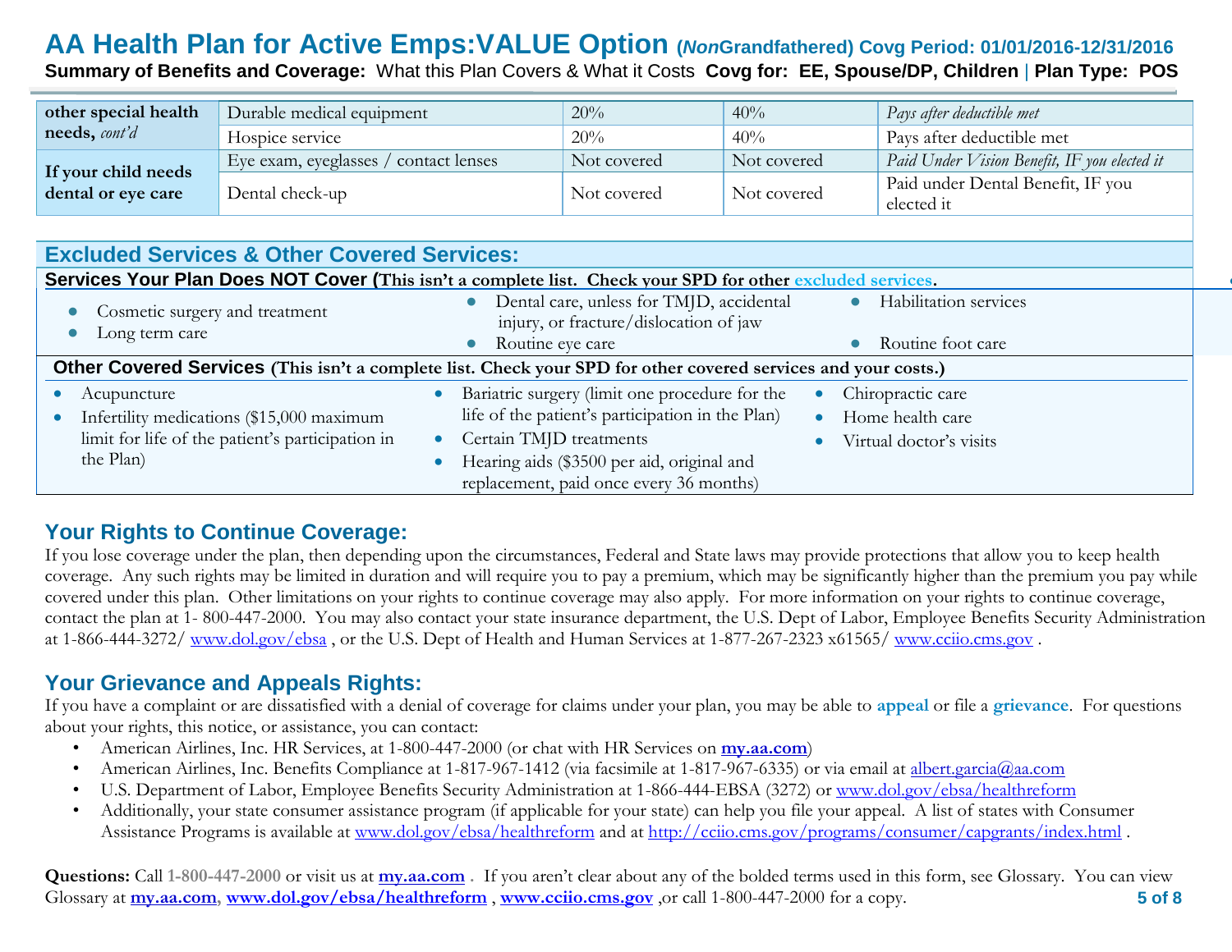| | | | | |
|---|---|---|---|---|
| **other special health needs,** *cont'd* | Durable medical equipment | 20% | 40% | *Pays after deductible met* |
| | Hospice service | 20% | 40% | Pays after deductible met |
| **If your child needs dental or eye care** | Eye exam, eyeglasses / contact lenses | Not covered | Not covered | *Paid Under Vision Benefit, IF you elected it* |
| | Dental check-up | Not covered | Not covered | Paid under Dental Benefit, IF you elected it |

## Excluded Services & Other Covered Services:

### Services Your Plan Does NOT Cover (This isn't a complete list. Check your SPD for other excluded services.

- Cosmetic surgery and treatment
- Long term care
- Dental care, unless for TMJD, accidental injury, or fracture/dislocation of jaw
- Routine eye care
- Habilitation services
- Routine foot care

### Other Covered Services (This isn't a complete list. Check your SPD for other covered services and your costs.)

- Acupuncture
- Infertility medications ($15,000 maximum limit for life of the patient's participation in the Plan)
- Bariatric surgery (limit one procedure for the life of the patient's participation in the Plan)
- Certain TMJD treatments
- Hearing aids ($3500 per aid, original and replacement, paid once every 36 months)
- Chiropractic care
- Home health care
- Virtual doctor's visits

## Your Rights to Continue Coverage:

If you lose coverage under the plan, then depending upon the circumstances, Federal and State laws may provide protections that allow you to keep health coverage. Any such rights may be limited in duration and will require you to pay a premium, which may be significantly higher than the premium you pay while covered under this plan. Other limitations on your rights to continue coverage may also apply. For more information on your rights to continue coverage, contact the plan at 1- 800-447-2000. You may also contact your state insurance department, the U.S. Dept of Labor, Employee Benefits Security Administration at 1-866-444-3272/ www.dol.gov/ebsa , or the U.S. Dept of Health and Human Services at 1-877-267-2323 x61565/ www.cciio.cms.gov .

## Your Grievance and Appeals Rights:

If you have a complaint or are dissatisfied with a denial of coverage for claims under your plan, you may be able to **appeal** or file a **grievance**. For questions about your rights, this notice, or assistance, you can contact:

- American Airlines, Inc. HR Services, at 1-800-447-2000 (or chat with HR Services on **my.aa.com**)
- American Airlines, Inc. Benefits Compliance at 1-817-967-1412 (via facsimile at 1-817-967-6335) or via email at albert.garcia@aa.com
- U.S. Department of Labor, Employee Benefits Security Administration at 1-866-444-EBSA (3272) or www.dol.gov/ebsa/healthreform
- Additionally, your state consumer assistance program (if applicable for your state) can help you file your appeal. A list of states with Consumer Assistance Programs is available at www.dol.gov/ebsa/healthreform and at http://cciio.cms.gov/programs/consumer/capgrants/index.html .

**Questions:** Call **1-800-447-2000** or visit us at **my.aa.com** . If you aren't clear about any of the bolded terms used in this form, see Glossary. You can view Glossary at **my.aa.com**, **www.dol.gov/ebsa/healthreform** , **www.cciio.cms.gov** ,or call 1-800-447-2000 for a copy.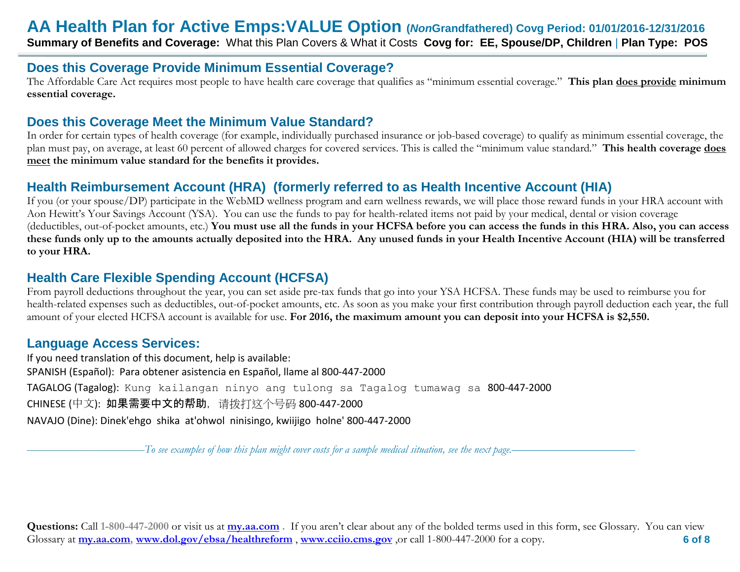# AA Health Plan for Active Emps:VALUE Option (*Non*Grandfathered) Covg Period: 01/01/2016-12/31/2016

**Summary of Benefits and Coverage:** What this Plan Covers & What it Costs **Covg for: EE, Spouse/DP, Children** | **Plan Type: POS**

## Does this Coverage Provide Minimum Essential Coverage?

The Affordable Care Act requires most people to have health care coverage that qualifies as "minimum essential coverage." **This plan <u>does provide</u> minimum essential coverage.**

## Does this Coverage Meet the Minimum Value Standard?

In order for certain types of health coverage (for example, individually purchased insurance or job-based coverage) to qualify as minimum essential coverage, the plan must pay, on average, at least 60 percent of allowed charges for covered services. This is called the "minimum value standard." **This health coverage <u>does meet</u> the minimum value standard for the benefits it provides.**

## Health Reimbursement Account (HRA) (formerly referred to as Health Incentive Account (HIA)

If you (or your spouse/DP) participate in the WebMD wellness program and earn wellness rewards, we will place those reward funds in your HRA account with Aon Hewitt's Your Savings Account (YSA). You can use the funds to pay for health-related items not paid by your medical, dental or vision coverage (deductibles, out-of-pocket amounts, etc.) **You must use all the funds in your HCFSA before you can access the funds in this HRA. Also, you can access these funds only up to the amounts actually deposited into the HRA. Any unused funds in your Health Incentive Account (HIA) will be transferred to your HRA.**

## Health Care Flexible Spending Account (HCFSA)

From payroll deductions throughout the year, you can set aside pre-tax funds that go into your YSA HCFSA. These funds may be used to reimburse you for health-related expenses such as deductibles, out-of-pocket amounts, etc. As soon as you make your first contribution through payroll deduction each year, the full amount of your elected HCFSA account is available for use. **For 2016, the maximum amount you can deposit into your HCFSA is $2,550.**

## Language Access Services:

If you need translation of this document, help is available:

SPANISH (Español): Para obtener asistencia en Español, llame al 800-447-2000

TAGALOG (Tagalog): Kung kailangan ninyo ang tulong sa Tagalog tumawag sa 800-447-2000

CHINESE (中文): **如果需要中文的帮助**，请拨打这个号码 800-447-2000

NAVAJO (Dine): Dinek'ehgo shika at'ohwol ninisingo, kwiijigo holne' 800-447-2000

*To see examples of how this plan might cover costs for a sample medical situation, see the next page.*

**Questions:** Call **1-800-447-2000** or visit us at **<u>my.aa.com</u>** . If you aren't clear about any of the bolded terms used in this form, see Glossary. You can view Glossary at **<u>my.aa.com</u>**, **<u>www.dol.gov/ebsa/healthreform</u>** , **<u>www.cciio.cms.gov</u>** ,or call 1-800-447-2000 for a copy.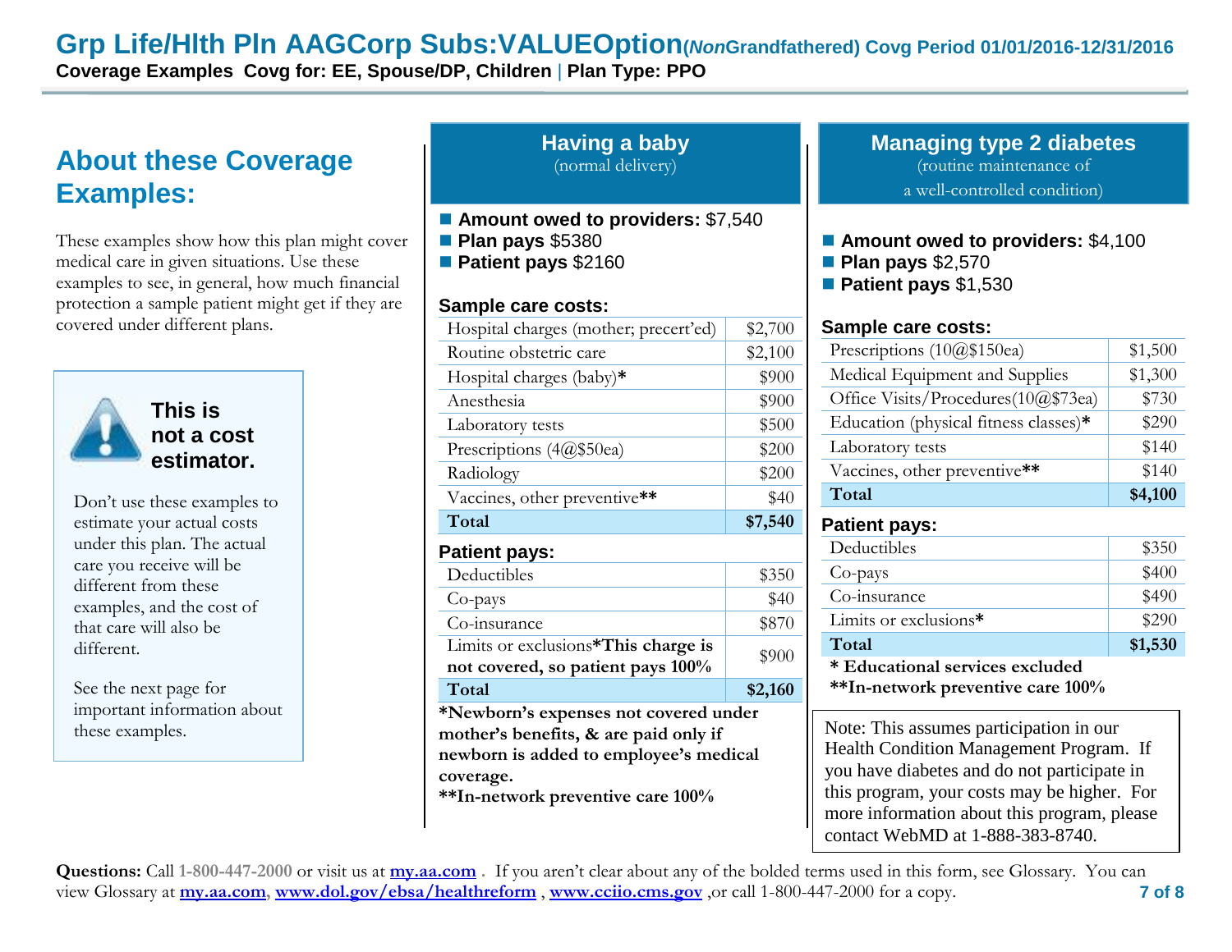# Grp Life/Hlth Pln AAGCorp Subs:VALUEOption(*Non*Grandfathered) Covg Period 01/01/2016-12/31/2016

**Coverage Examples Covg for: EE, Spouse/DP, Children | Plan Type: PPO**

## About these Coverage Examples:

These examples show how this plan might cover medical care in given situations. Use these examples to see, in general, how much financial protection a sample patient might get if they are covered under different plans.

**This is not a cost estimator.**

Don't use these examples to estimate your actual costs under this plan. The actual care you receive will be different from these examples, and the cost of that care will also be different.

See the next page for important information about these examples.

## Having a baby

(normal delivery)

- **Amount owed to providers:** $7,540
- **Plan pays** $5380
- **Patient pays** $2160

**Sample care costs:**

| Sample care costs | Amount |
|---|---|
| Hospital charges (mother; precert'ed) | $2,700 |
| Routine obstetric care | $2,100 |
| Hospital charges (baby)**\*** | $900 |
| Anesthesia | $900 |
| Laboratory tests | $500 |
| Prescriptions (4@$50ea) | $200 |
| Radiology | $200 |
| Vaccines, other preventive**\*\*** | $40 |
| **Total** | **$7,540** |

**Patient pays:**

| Patient pays | Amount |
|---|---|
| Deductibles | $350 |
| Co-pays | $40 |
| Co-insurance | $870 |
| Limits or exclusions**\*This charge is not covered, so patient pays 100%** | $900 |
| **Total** | **$2,160** |

**\*Newborn's expenses not covered under mother's benefits, & are paid only if newborn is added to employee's medical coverage.**

**\*\*In-network preventive care 100%**

## Managing type 2 diabetes

(routine maintenance of a well-controlled condition)

- **Amount owed to providers:** $4,100
- **Plan pays** $2,570
- **Patient pays** $1,530

**Sample care costs:**

| Sample care costs | Amount |
|---|---|
| Prescriptions (10@$150ea) | $1,500 |
| Medical Equipment and Supplies | $1,300 |
| Office Visits/Procedures(10@$73ea) | $730 |
| Education (physical fitness classes)**\*** | $290 |
| Laboratory tests | $140 |
| Vaccines, other preventive**\*\*** | $140 |
| **Total** | **$4,100** |

**Patient pays:**

| Patient pays | Amount |
|---|---|
| Deductibles | $350 |
| Co-pays | $400 |
| Co-insurance | $490 |
| Limits or exclusions**\*** | $290 |
| **Total** | **$1,530** |

**\* Educational services excluded**

**\*\*In-network preventive care 100%**

Note: This assumes participation in our Health Condition Management Program. If you have diabetes and do not participate in this program, your costs may be higher. For more information about this program, please contact WebMD at 1-888-383-8740.

**Questions:** Call 1-800-447-2000 or visit us at **my.aa.com** . If you aren't clear about any of the bolded terms used in this form, see Glossary. You can view Glossary at **my.aa.com**, **www.dol.gov/ebsa/healthreform** , **www.cciio.cms.gov** ,or call 1-800-447-2000 for a copy.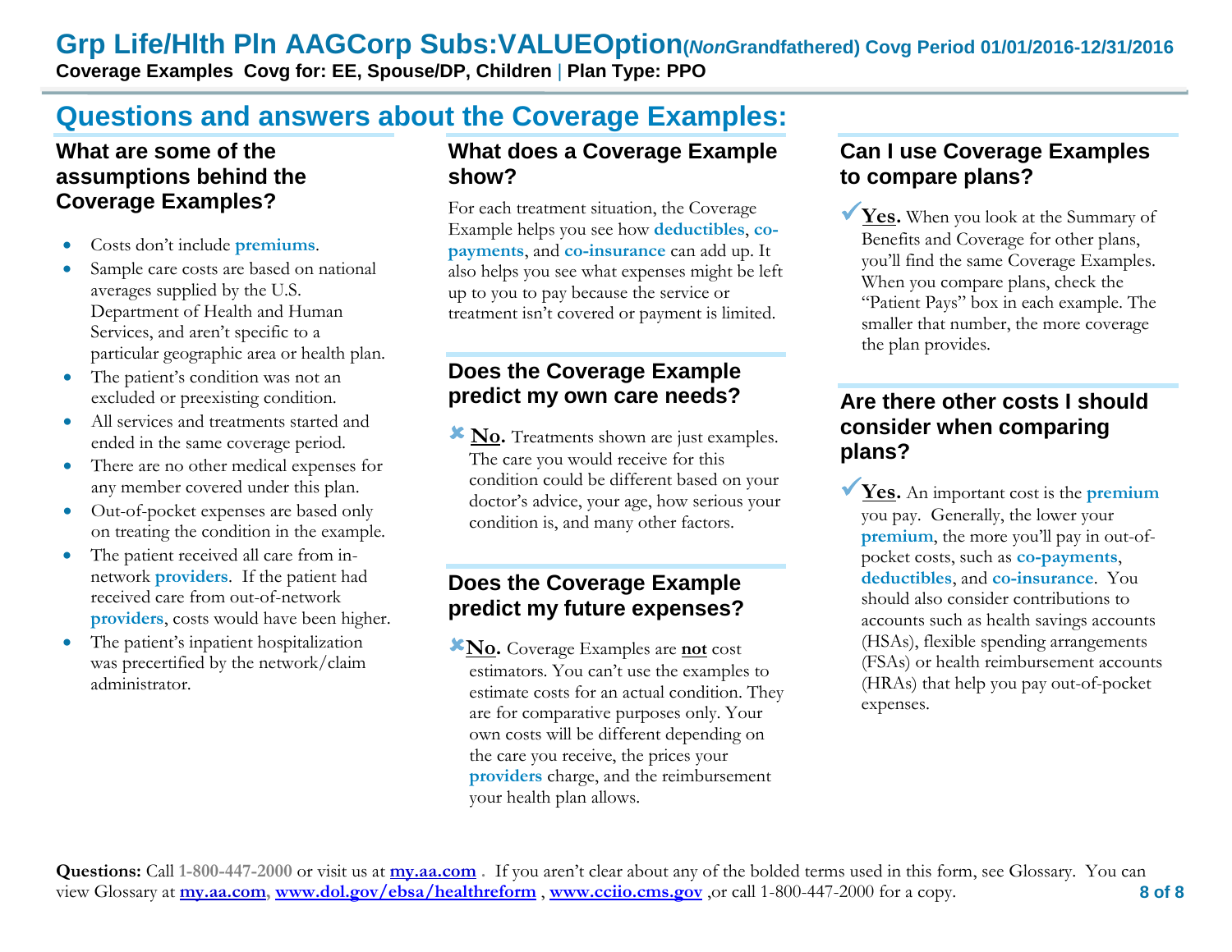# Grp Life/Hlth Pln AAGCorp Subs:VALUEOption(*Non*Grandfathered) Covg Period 01/01/2016-12/31/2016

**Coverage Examples Covg for: EE, Spouse/DP, Children | Plan Type: PPO**

## Questions and answers about the Coverage Examples:

### What are some of the assumptions behind the Coverage Examples?

- Costs don't include **premiums**.
- Sample care costs are based on national averages supplied by the U.S. Department of Health and Human Services, and aren't specific to a particular geographic area or health plan.
- The patient's condition was not an excluded or preexisting condition.
- All services and treatments started and ended in the same coverage period.
- There are no other medical expenses for any member covered under this plan.
- Out-of-pocket expenses are based only on treating the condition in the example.
- The patient received all care from in-network **providers**. If the patient had received care from out-of-network **providers**, costs would have been higher.
- The patient's inpatient hospitalization was precertified by the network/claim administrator.

### What does a Coverage Example show?

For each treatment situation, the Coverage Example helps you see how **deductibles**, **co-payments**, and **co-insurance** can add up. It also helps you see what expenses might be left up to you to pay because the service or treatment isn't covered or payment is limited.

### Does the Coverage Example predict my own care needs?

✘ **No.** Treatments shown are just examples. The care you would receive for this condition could be different based on your doctor's advice, your age, how serious your condition is, and many other factors.

### Does the Coverage Example predict my future expenses?

✘ **No.** Coverage Examples are **not** cost estimators. You can't use the examples to estimate costs for an actual condition. They are for comparative purposes only. Your own costs will be different depending on the care you receive, the prices your **providers** charge, and the reimbursement your health plan allows.

### Can I use Coverage Examples to compare plans?

✔ **Yes.** When you look at the Summary of Benefits and Coverage for other plans, you'll find the same Coverage Examples. When you compare plans, check the "Patient Pays" box in each example. The smaller that number, the more coverage the plan provides.

### Are there other costs I should consider when comparing plans?

✔ **Yes.** An important cost is the **premium** you pay. Generally, the lower your **premium**, the more you'll pay in out-of-pocket costs, such as **co-payments**, **deductibles**, and **co-insurance**. You should also consider contributions to accounts such as health savings accounts (HSAs), flexible spending arrangements (FSAs) or health reimbursement accounts (HRAs) that help you pay out-of-pocket expenses.

**Questions:** Call 1-800-447-2000 or visit us at **my.aa.com** . If you aren't clear about any of the bolded terms used in this form, see Glossary. You can view Glossary at **my.aa.com**, **www.dol.gov/ebsa/healthreform** , **www.cciio.cms.gov** ,or call 1-800-447-2000 for a copy.